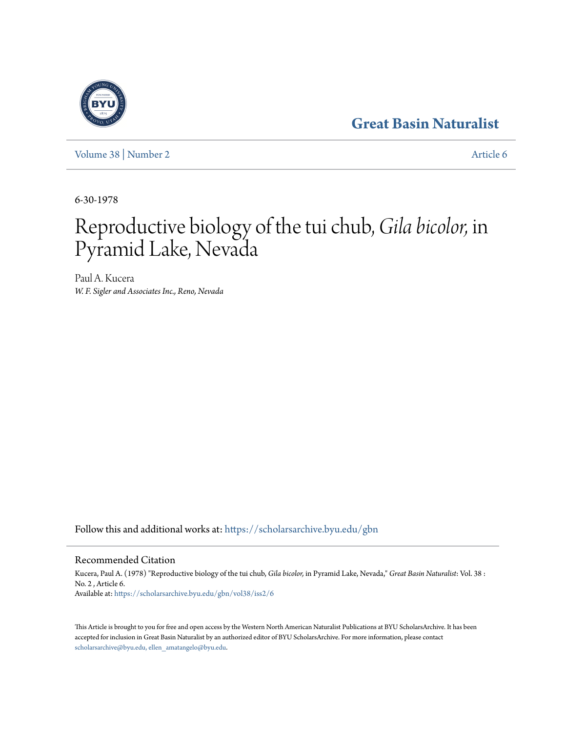# Great Basin Naturalist

Volume 38 | Number 2 Article 6

6-30-1978

# Reproductive biology of the tui chub, *Gila bicolor,* in Pyramid Lake, Nevada

Paul A. Kucera
*W. F. Sigler and Associates Inc., Reno, Nevada*

Follow this and additional works at: https://scholarsarchive.byu.edu/gbn

## Recommended Citation

Kucera, Paul A. (1978) "Reproductive biology of the tui chub, *Gila bicolor,* in Pyramid Lake, Nevada," *Great Basin Naturalist*: Vol. 38 : No. 2 , Article 6.
Available at: https://scholarsarchive.byu.edu/gbn/vol38/iss2/6

This Article is brought to you for free and open access by the Western North American Naturalist Publications at BYU ScholarsArchive. It has been accepted for inclusion in Great Basin Naturalist by an authorized editor of BYU ScholarsArchive. For more information, please contact scholarsarchive@byu.edu, ellen_amatangelo@byu.edu.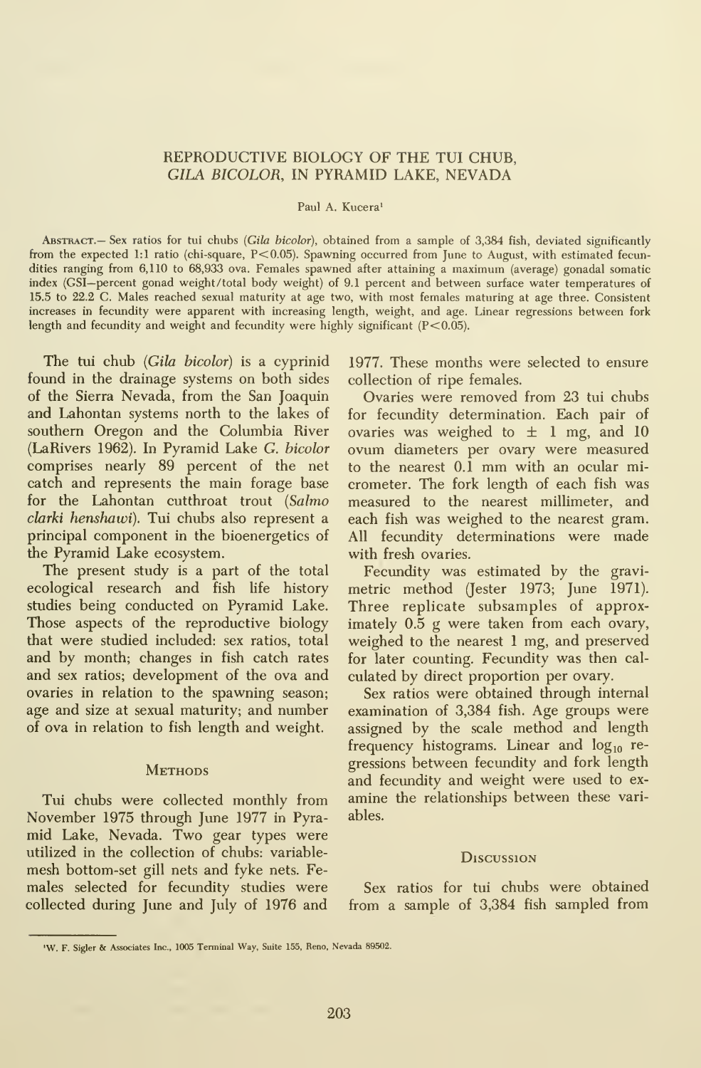# REPRODUCTIVE BIOLOGY OF THE TUI CHUB, *GILA BICOLOR*, IN PYRAMID LAKE, NEVADA

Paul A. Kucera[1]

Abstract.— Sex ratios for tui chubs (*Gila bicolor*), obtained from a sample of 3,384 fish, deviated significantly from the expected 1:1 ratio (chi-square, $P<0.05$). Spawning occurred from June to August, with estimated fecundities ranging from 6,110 to 68,933 ova. Females spawned after attaining a maximum (average) gonadal somatic index (GSI—percent gonad weight/total body weight) of 9.1 percent and between surface water temperatures of 15.5 to 22.2 C. Males reached sexual maturity at age two, with most females maturing at age three. Consistent increases in fecundity were apparent with increasing length, weight, and age. Linear regressions between fork length and fecundity and weight and fecundity were highly significant ($P<0.05$).

The tui chub (*Gila bicolor*) is a cyprinid found in the drainage systems on both sides of the Sierra Nevada, from the San Joaquin and Lahontan systems north to the lakes of southern Oregon and the Columbia River (LaRivers 1962). In Pyramid Lake *G. bicolor* comprises nearly 89 percent of the net catch and represents the main forage base for the Lahontan cutthroat trout (*Salmo clarki henshawi*). Tui chubs also represent a principal component in the bioenergetics of the Pyramid Lake ecosystem.

The present study is a part of the total ecological research and fish life history studies being conducted on Pyramid Lake. Those aspects of the reproductive biology that were studied included: sex ratios, total and by month; changes in fish catch rates and sex ratios; development of the ova and ovaries in relation to the spawning season; age and size at sexual maturity; and number of ova in relation to fish length and weight.

## Methods

Tui chubs were collected monthly from November 1975 through June 1977 in Pyramid Lake, Nevada. Two gear types were utilized in the collection of chubs: variable-mesh bottom-set gill nets and fyke nets. Females selected for fecundity studies were collected during June and July of 1976 and 1977. These months were selected to ensure collection of ripe females.

Ovaries were removed from 23 tui chubs for fecundity determination. Each pair of ovaries was weighed to ± 1 mg, and 10 ovum diameters per ovary were measured to the nearest 0.1 mm with an ocular micrometer. The fork length of each fish was measured to the nearest millimeter, and each fish was weighed to the nearest gram. All fecundity determinations were made with fresh ovaries.

Fecundity was estimated by the gravimetric method (Jester 1973; June 1971). Three replicate subsamples of approximately 0.5 g were taken from each ovary, weighed to the nearest 1 mg, and preserved for later counting. Fecundity was then calculated by direct proportion per ovary.

Sex ratios were obtained through internal examination of 3,384 fish. Age groups were assigned by the scale method and length frequency histograms. Linear and $\log_{10}$ regressions between fecundity and fork length and fecundity and weight were used to examine the relationships between these variables.

## Discussion

Sex ratios for tui chubs were obtained from a sample of 3,384 fish sampled from

[1]W. F. Sigler & Associates Inc., 1005 Terminal Way, Suite 155, Reno, Nevada 89502.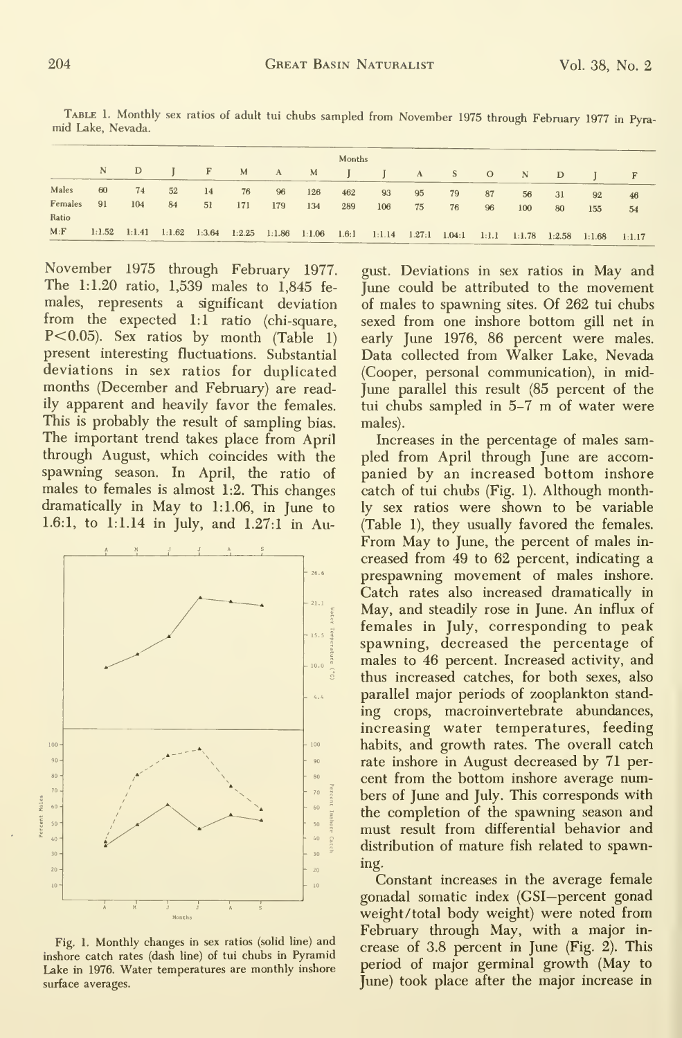Table 1. Monthly sex ratios of adult tui chubs sampled from November 1975 through February 1977 in Pyramid Lake, Nevada.

| | Months | | | | | | | | | | | | | | | |
|---|---|---|---|---|---|---|---|---|---|---|---|---|---|---|---|---|
| | N | D | J | F | M | A | M | J | J | A | S | O | N | D | J | F |
| Males | 60 | 74 | 52 | 14 | 76 | 96 | 126 | 462 | 93 | 95 | 79 | 87 | 56 | 31 | 92 | 46 |
| Females | 91 | 104 | 84 | 51 | 171 | 179 | 134 | 289 | 106 | 75 | 76 | 96 | 100 | 80 | 155 | 54 |
| Ratio M:F | 1:1.52 | 1:1.41 | 1:1.62 | 1:3.64 | 1:2.25 | 1:1.86 | 1:1.06 | 1.6:1 | 1:1.14 | 1.27:1 | 1.04:1 | 1:1.1 | 1:1.78 | 1:2.58 | 1:1.68 | 1:1.17 |

November 1975 through February 1977. The 1:1.20 ratio, 1,539 males to 1,845 females, represents a significant deviation from the expected 1:1 ratio (chi-square, $P<0.05$). Sex ratios by month (Table 1) present interesting fluctuations. Substantial deviations in sex ratios for duplicated months (December and February) are readily apparent and heavily favor the females. This is probably the result of sampling bias. The important trend takes place from April through August, which coincides with the spawning season. In April, the ratio of males to females is almost 1:2. This changes dramatically in May to 1:1.06, in June to 1.6:1, to 1:1.14 in July, and 1.27:1 in August. Deviations in sex ratios in May and June could be attributed to the movement of males to spawning sites. Of 262 tui chubs sexed from one inshore bottom gill net in early June 1976, 86 percent were males. Data collected from Walker Lake, Nevada (Cooper, personal communication), in mid-June parallel this result (85 percent of the tui chubs sampled in 5–7 m of water were males).

Fig. 1. Monthly changes in sex ratios (solid line) and inshore catch rates (dash line) of tui chubs in Pyramid Lake in 1976. Water temperatures are monthly inshore surface averages.

Increases in the percentage of males sampled from April through June are accompanied by an increased bottom inshore catch of tui chubs (Fig. 1). Although monthly sex ratios were shown to be variable (Table 1), they usually favored the females. From May to June, the percent of males increased from 49 to 62 percent, indicating a prespawning movement of males inshore. Catch rates also increased dramatically in May, and steadily rose in June. An influx of females in July, corresponding to peak spawning, decreased the percentage of males to 46 percent. Increased activity, and thus increased catches, for both sexes, also parallel major periods of zooplankton standing crops, macroinvertebrate abundances, increasing water temperatures, feeding habits, and growth rates. The overall catch rate inshore in August decreased by 71 percent from the bottom inshore average numbers of June and July. This corresponds with the completion of the spawning season and must result from differential behavior and distribution of mature fish related to spawning.

Constant increases in the average female gonadal somatic index (GSI—percent gonad weight/total body weight) were noted from February through May, with a major increase of 3.8 percent in June (Fig. 2). This period of major germinal growth (May to June) took place after the major increase in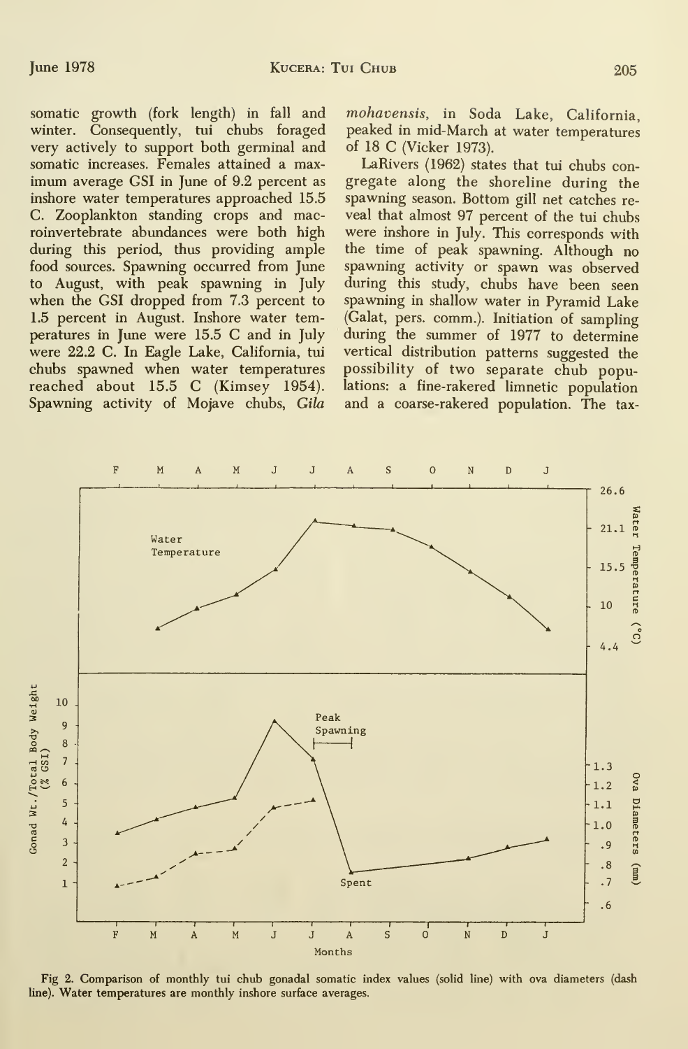somatic growth (fork length) in fall and winter. Consequently, tui chubs foraged very actively to support both germinal and somatic increases. Females attained a maximum average GSI in June of 9.2 percent as inshore water temperatures approached 15.5 C. Zooplankton standing crops and macroinvertebrate abundances were both high during this period, thus providing ample food sources. Spawning occurred from June to August, with peak spawning in July when the GSI dropped from 7.3 percent to 1.5 percent in August. Inshore water temperatures in June were 15.5 C and in July were 22.2 C. In Eagle Lake, California, tui chubs spawned when water temperatures reached about 15.5 C (Kimsey 1954). Spawning activity of Mojave chubs, *Gila mohavensis*, in Soda Lake, California, peaked in mid-March at water temperatures of 18 C (Vicker 1973).

LaRivers (1962) states that tui chubs congregate along the shoreline during the spawning season. Bottom gill net catches reveal that almost 97 percent of the tui chubs were inshore in July. This corresponds with the time of peak spawning. Although no spawning activity or spawn was observed during this study, chubs have been seen spawning in shallow water in Pyramid Lake (Galat, pers. comm.). Initiation of sampling during the summer of 1977 to determine vertical distribution patterns suggested the possibility of two separate chub populations: a fine-rakered limnetic population and a coarse-rakered population. The tax-

Fig 2. Comparison of monthly tui chub gonadal somatic index values (solid line) with ova diameters (dash line). Water temperatures are monthly inshore surface averages.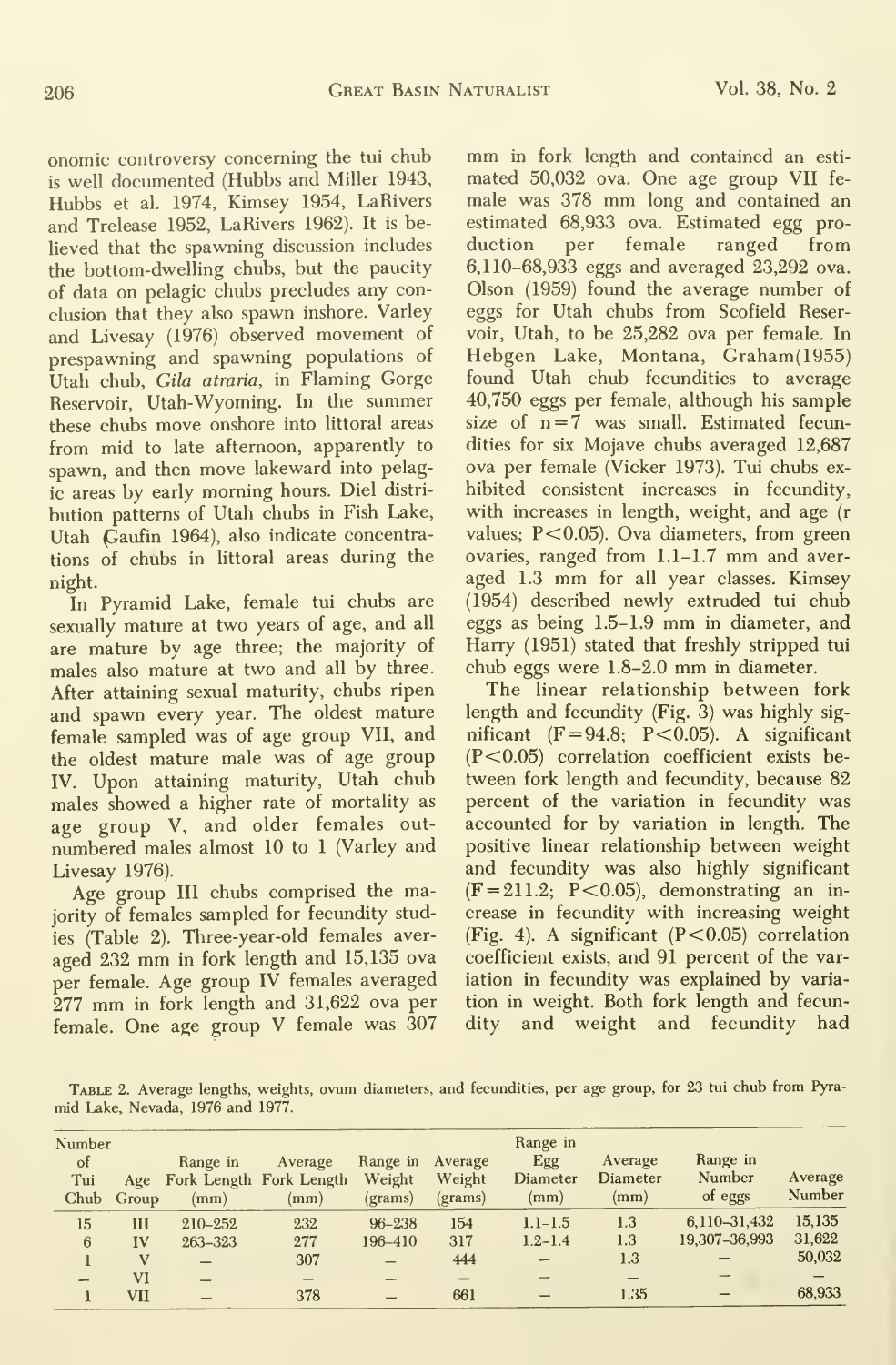onomic controversy concerning the tui chub is well documented (Hubbs and Miller 1943, Hubbs et al. 1974, Kimsey 1954, LaRivers and Trelease 1952, LaRivers 1962). It is believed that the spawning discussion includes the bottom-dwelling chubs, but the paucity of data on pelagic chubs precludes any conclusion that they also spawn inshore. Varley and Livesay (1976) observed movement of prespawning and spawning populations of Utah chub, *Gila atraria*, in Flaming Gorge Reservoir, Utah-Wyoming. In the summer these chubs move onshore into littoral areas from mid to late afternoon, apparently to spawn, and then move lakeward into pelagic areas by early morning hours. Diel distribution patterns of Utah chubs in Fish Lake, Utah (Gaufin 1964), also indicate concentrations of chubs in littoral areas during the night.

In Pyramid Lake, female tui chubs are sexually mature at two years of age, and all are mature by age three; the majority of males also mature at two and all by three. After attaining sexual maturity, chubs ripen and spawn every year. The oldest mature female sampled was of age group VII, and the oldest mature male was of age group IV. Upon attaining maturity, Utah chub males showed a higher rate of mortality as age group V, and older females outnumbered males almost 10 to 1 (Varley and Livesay 1976).

Age group III chubs comprised the majority of females sampled for fecundity studies (Table 2). Three-year-old females averaged 232 mm in fork length and 15,135 ova per female. Age group IV females averaged 277 mm in fork length and 31,622 ova per female. One age group V female was 307 mm in fork length and contained an estimated 50,032 ova. One age group VII female was 378 mm long and contained an estimated 68,933 ova. Estimated egg production per female ranged from 6,110–68,933 eggs and averaged 23,292 ova. Olson (1959) found the average number of eggs for Utah chubs from Scofield Reservoir, Utah, to be 25,282 ova per female. In Hebgen Lake, Montana, Graham (1955) found Utah chub fecundities to average 40,750 eggs per female, although his sample size of $n=7$ was small. Estimated fecundities for six Mojave chubs averaged 12,687 ova per female (Vicker 1973). Tui chubs exhibited consistent increases in fecundity, with increases in length, weight, and age (r values; $P<0.05$). Ova diameters, from green ovaries, ranged from 1.1–1.7 mm and averaged 1.3 mm for all year classes. Kimsey (1954) described newly extruded tui chub eggs as being 1.5–1.9 mm in diameter, and Harry (1951) stated that freshly stripped tui chub eggs were 1.8–2.0 mm in diameter.

The linear relationship between fork length and fecundity (Fig. 3) was highly significant ($F=94.8$; $P<0.05$). A significant ($P<0.05$) correlation coefficient exists between fork length and fecundity, because 82 percent of the variation in fecundity was accounted for by variation in length. The positive linear relationship between weight and fecundity was also highly significant ($F=211.2$; $P<0.05$), demonstrating an increase in fecundity with increasing weight (Fig. 4). A significant ($P<0.05$) correlation coefficient exists, and 91 percent of the variation in fecundity was explained by variation in weight. Both fork length and fecundity and weight and fecundity had

Table 2. Average lengths, weights, ovum diameters, and fecundities, per age group, for 23 tui chub from Pyramid Lake, Nevada, 1976 and 1977.

| Number of Tui Chub | Age Group | Range in Fork Length (mm) | Average Fork Length (mm) | Range in Weight (grams) | Average Weight (grams) | Range in Egg Diameter (mm) | Average Diameter (mm) | Range in Number of eggs | Average Number |
|---|---|---|---|---|---|---|---|---|---|
| 15 | III | 210–252 | 232 | 96–238 | 154 | 1.1–1.5 | 1.3 | 6,110–31,432 | 15,135 |
| 6 | IV | 263–323 | 277 | 196–410 | 317 | 1.2–1.4 | 1.3 | 19,307–36,993 | 31,622 |
| 1 | V | — | 307 | — | 444 | — | 1.3 | — | 50,032 |
| — | VI | — | — | — | — | — | — | — | — |
| 1 | VII | — | 378 | — | 661 | — | 1.35 | — | 68,933 |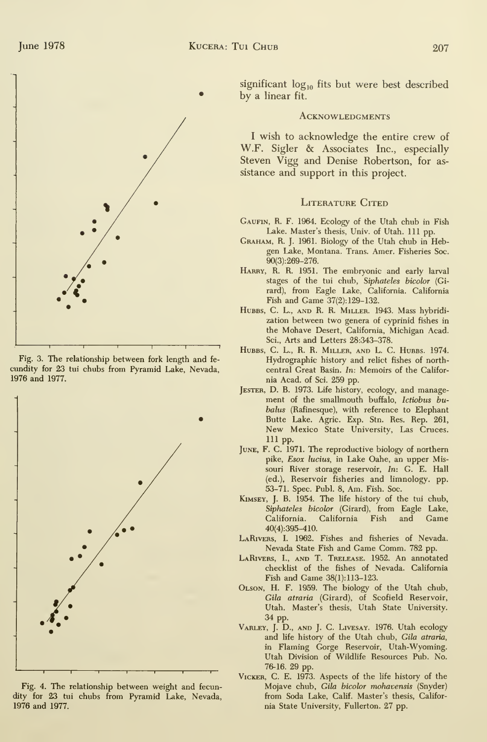Fig. 3. The relationship between fork length and fecundity for 23 tui chubs from Pyramid Lake, Nevada, 1976 and 1977.

Fig. 4. The relationship between weight and fecundity for 23 tui chubs from Pyramid Lake, Nevada, 1976 and 1977.

significant $\log_{10}$ fits but were best described by a linear fit.

## Acknowledgments

I wish to acknowledge the entire crew of W.F. Sigler & Associates Inc., especially Steven Vigg and Denise Robertson, for assistance and support in this project.

## Literature Cited

Gaufin, R. F. 1964. Ecology of the Utah chub in Fish Lake. Master's thesis, Univ. of Utah. 111 pp.

Graham, R. J. 1961. Biology of the Utah chub in Hebgen Lake, Montana. Trans. Amer. Fisheries Soc. 90(3):269–276.

Harry, R. R. 1951. The embryonic and early larval stages of the tui chub, *Siphateles bicolor* (Girard), from Eagle Lake, California. California Fish and Game 37(2):129–132.

Hubbs, C. L., and R. R. Miller. 1943. Mass hybridization between two genera of cyprinid fishes in the Mohave Desert, California, Michigan Acad. Sci., Arts and Letters 28:343–378.

Hubbs, C. L., R. R. Miller, and L. C. Hubbs. 1974. Hydrographic history and relict fishes of north-central Great Basin. *In*: Memoirs of the California Acad. of Sci. 259 pp.

Jester, D. B. 1973. Life history, ecology, and management of the smallmouth buffalo, *Ictiobus bubalus* (Rafinesque), with reference to Elephant Butte Lake. Agric. Exp. Stn. Res. Rep. 261, New Mexico State University, Las Cruces. 111 pp.

June, F. C. 1971. The reproductive biology of northern pike, *Esox lucius*, in Lake Oahe, an upper Missouri River storage reservoir, *In*: G. E. Hall (ed.), Reservoir fisheries and limnology. pp. 53–71. Spec. Publ. 8, Am. Fish. Soc.

Kimsey, J. B. 1954. The life history of the tui chub, *Siphateles bicolor* (Girard), from Eagle Lake, California. California Fish and Game 40(4):395–410.

LaRivers, I. 1962. Fishes and fisheries of Nevada. Nevada State Fish and Game Comm. 782 pp.

LaRivers, I., and T. Trelease. 1952. An annotated checklist of the fishes of Nevada. California Fish and Game 38(1):113–123.

Olson, H. F. 1959. The biology of the Utah chub, *Gila atraria* (Girard), of Scofield Reservoir, Utah. Master's thesis, Utah State University. 34 pp.

Varley, J. D., and J. C. Livesay. 1976. Utah ecology and life history of the Utah chub, *Gila atraria*, in Flaming Gorge Reservoir, Utah-Wyoming. Utah Division of Wildlife Resources Pub. No. 76-16. 29 pp.

Vicker, C. E. 1973. Aspects of the life history of the Mojave chub, *Gila bicolor mohavensis* (Snyder) from Soda Lake, Calif. Master's thesis, California State University, Fullerton. 27 pp.